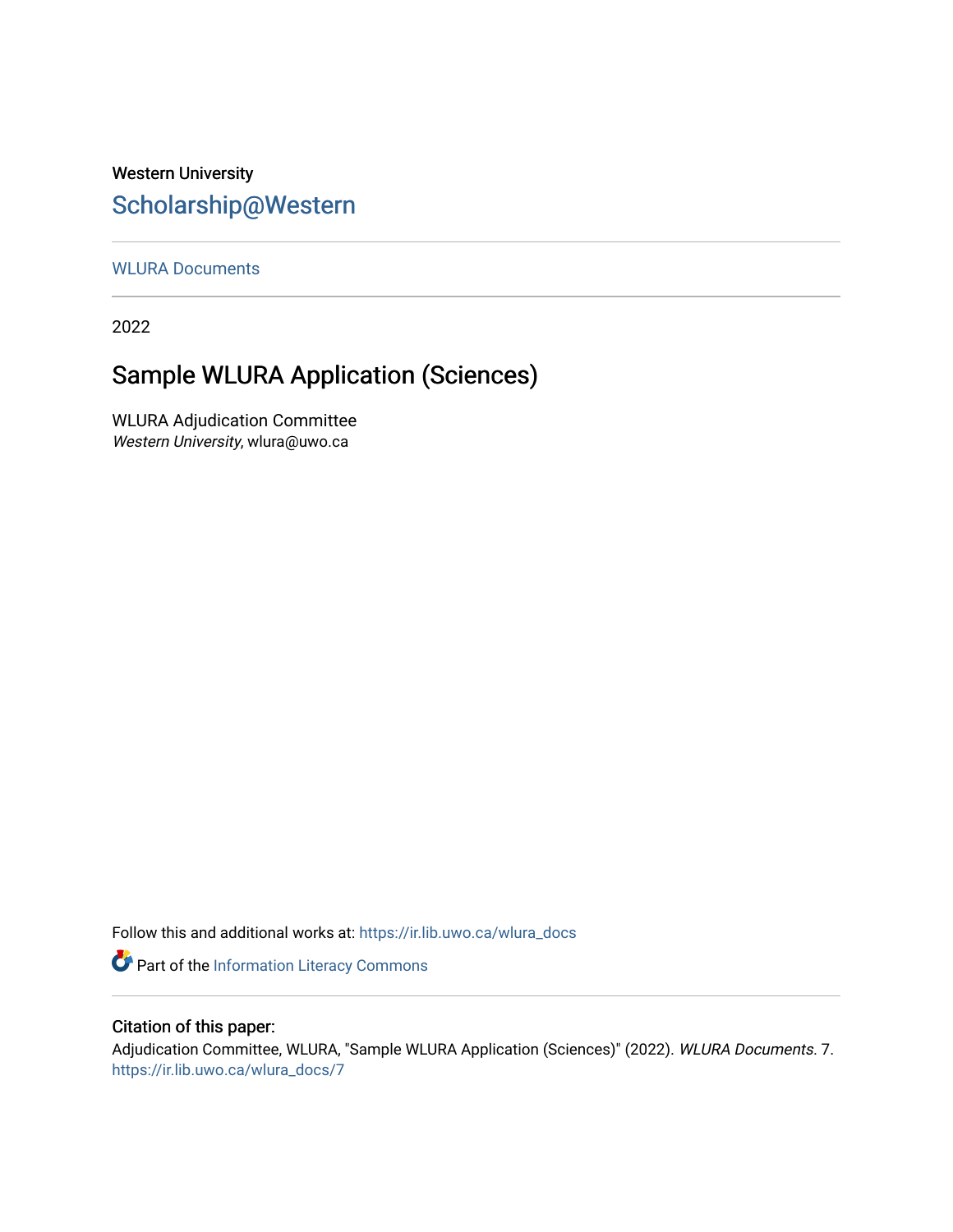Western University

# Scholarship@Western

WLURA Documents

2022

## Sample WLURA Application (Sciences)

WLURA Adjudication Committee
*Western University*, wlura@uwo.ca

Follow this and additional works at: https://ir.lib.uwo.ca/wlura_docs

Part of the Information Literacy Commons

### Citation of this paper:

Adjudication Committee, WLURA, "Sample WLURA Application (Sciences)" (2022). *WLURA Documents*. 7.
https://ir.lib.uwo.ca/wlura_docs/7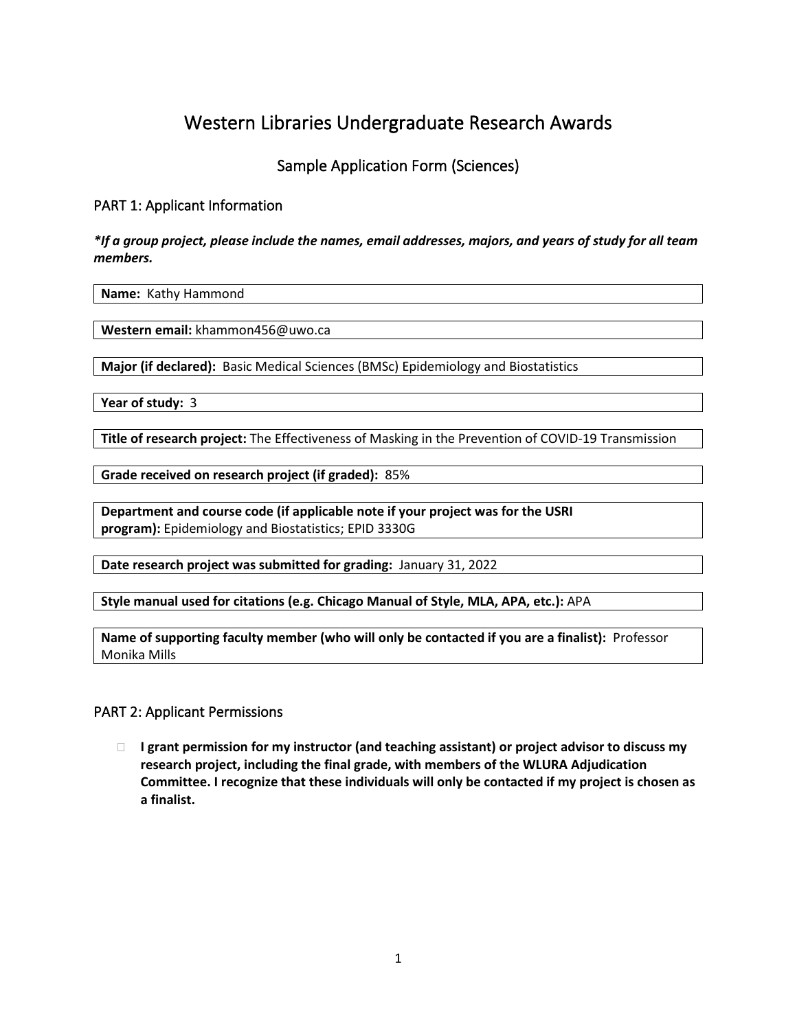# Western Libraries Undergraduate Research Awards

## Sample Application Form (Sciences)

### PART 1: Applicant Information

***If a group project, please include the names, email addresses, majors, and years of study for all team members.**

**Name:** Kathy Hammond

**Western email:** khammon456@uwo.ca

**Major (if declared):** Basic Medical Sciences (BMSc) Epidemiology and Biostatistics

**Year of study:** 3

**Title of research project:** The Effectiveness of Masking in the Prevention of COVID-19 Transmission

**Grade received on research project (if graded):** 85%

**Department and course code (if applicable note if your project was for the USRI program):** Epidemiology and Biostatistics; EPID 3330G

**Date research project was submitted for grading:** January 31, 2022

**Style manual used for citations (e.g. Chicago Manual of Style, MLA, APA, etc.):** APA

**Name of supporting faculty member (who will only be contacted if you are a finalist):** Professor Monika Mills

### PART 2: Applicant Permissions

- ☐ **I grant permission for my instructor (and teaching assistant) or project advisor to discuss my research project, including the final grade, with members of the WLURA Adjudication Committee. I recognize that these individuals will only be contacted if my project is chosen as a finalist.**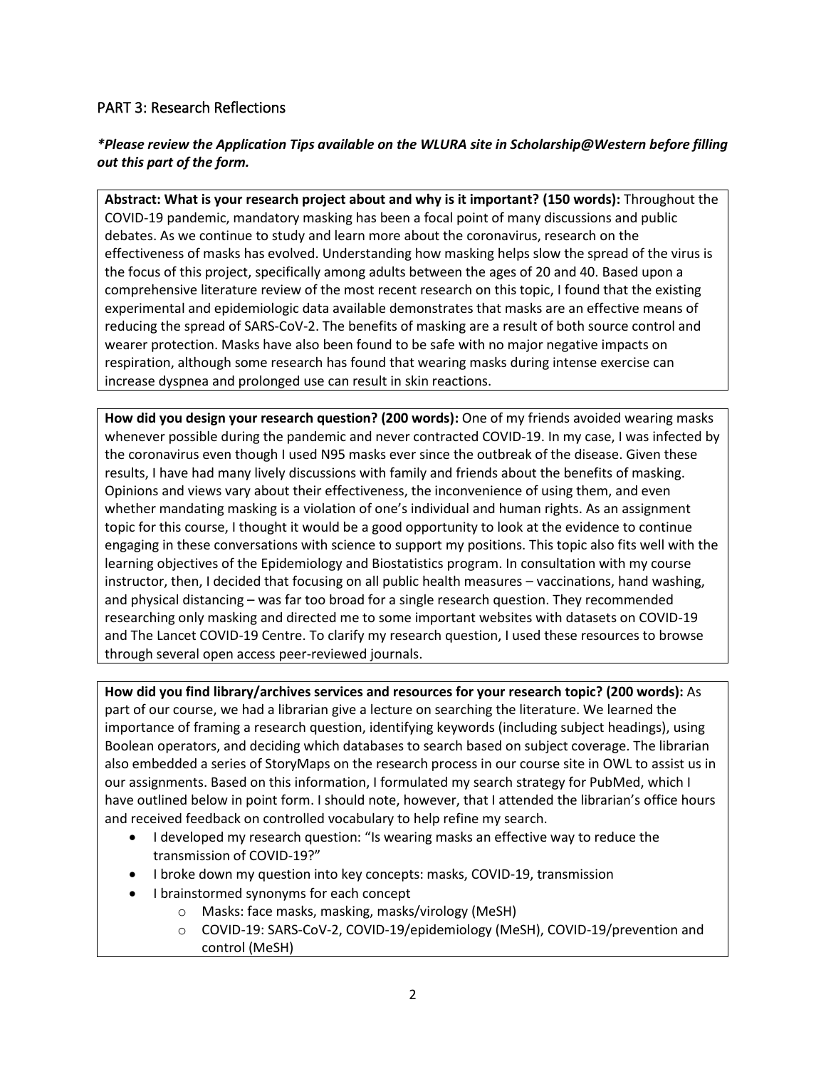## PART 3: Research Reflections

***Please review the Application Tips available on the WLURA site in Scholarship@Western before filling out this part of the form.***

**Abstract: What is your research project about and why is it important? (150 words):** Throughout the COVID-19 pandemic, mandatory masking has been a focal point of many discussions and public debates. As we continue to study and learn more about the coronavirus, research on the effectiveness of masks has evolved. Understanding how masking helps slow the spread of the virus is the focus of this project, specifically among adults between the ages of 20 and 40. Based upon a comprehensive literature review of the most recent research on this topic, I found that the existing experimental and epidemiologic data available demonstrates that masks are an effective means of reducing the spread of SARS-CoV-2. The benefits of masking are a result of both source control and wearer protection. Masks have also been found to be safe with no major negative impacts on respiration, although some research has found that wearing masks during intense exercise can increase dyspnea and prolonged use can result in skin reactions.

**How did you design your research question? (200 words):** One of my friends avoided wearing masks whenever possible during the pandemic and never contracted COVID-19. In my case, I was infected by the coronavirus even though I used N95 masks ever since the outbreak of the disease. Given these results, I have had many lively discussions with family and friends about the benefits of masking. Opinions and views vary about their effectiveness, the inconvenience of using them, and even whether mandating masking is a violation of one's individual and human rights. As an assignment topic for this course, I thought it would be a good opportunity to look at the evidence to continue engaging in these conversations with science to support my positions. This topic also fits well with the learning objectives of the Epidemiology and Biostatistics program. In consultation with my course instructor, then, I decided that focusing on all public health measures – vaccinations, hand washing, and physical distancing – was far too broad for a single research question. They recommended researching only masking and directed me to some important websites with datasets on COVID-19 and The Lancet COVID-19 Centre. To clarify my research question, I used these resources to browse through several open access peer-reviewed journals.

**How did you find library/archives services and resources for your research topic? (200 words):** As part of our course, we had a librarian give a lecture on searching the literature. We learned the importance of framing a research question, identifying keywords (including subject headings), using Boolean operators, and deciding which databases to search based on subject coverage. The librarian also embedded a series of StoryMaps on the research process in our course site in OWL to assist us in our assignments. Based on this information, I formulated my search strategy for PubMed, which I have outlined below in point form. I should note, however, that I attended the librarian's office hours and received feedback on controlled vocabulary to help refine my search.

- I developed my research question: "Is wearing masks an effective way to reduce the transmission of COVID-19?"
- I broke down my question into key concepts: masks, COVID-19, transmission
- I brainstormed synonyms for each concept
  - Masks: face masks, masking, masks/virology (MeSH)
  - COVID-19: SARS-CoV-2, COVID-19/epidemiology (MeSH), COVID-19/prevention and control (MeSH)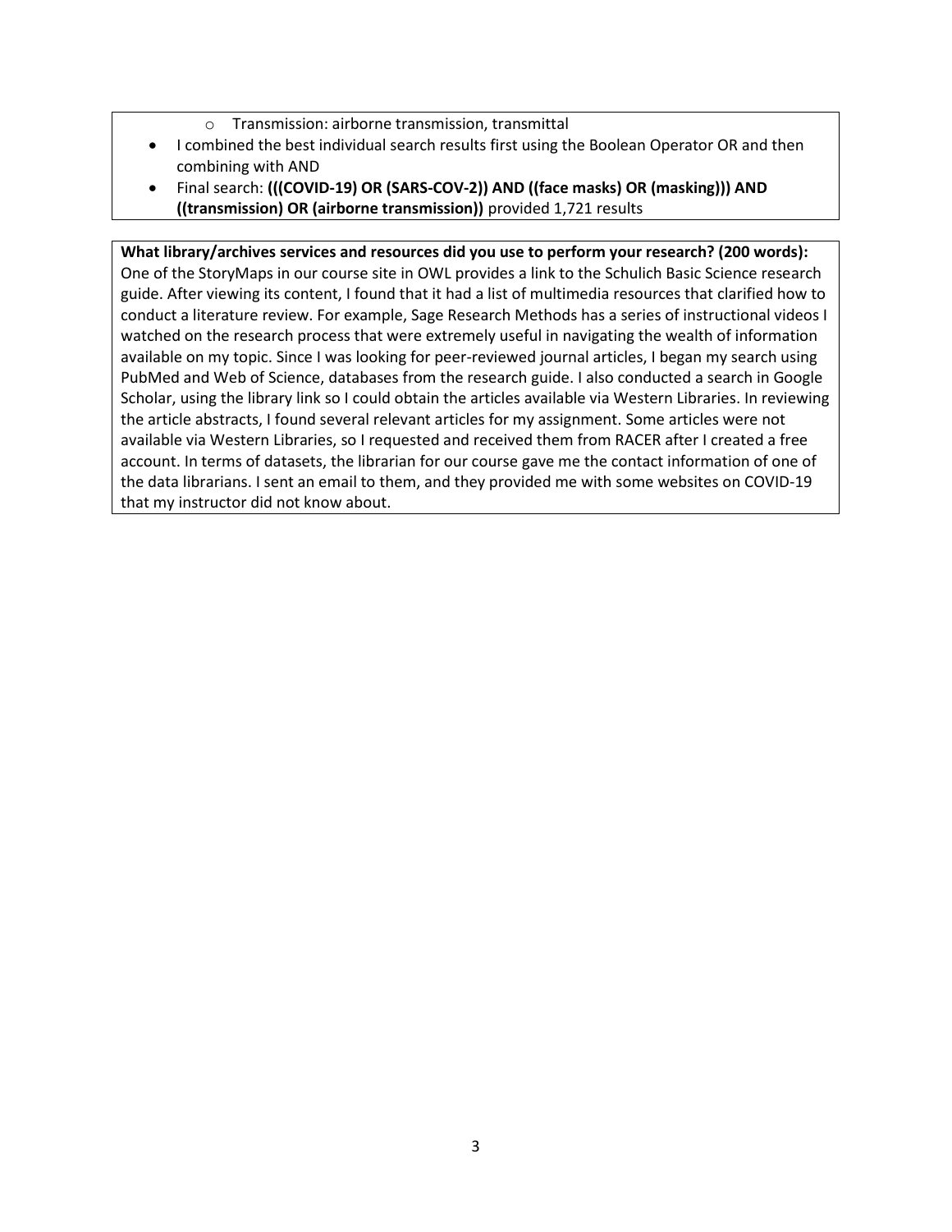- Transmission: airborne transmission, transmittal
- I combined the best individual search results first using the Boolean Operator OR and then combining with AND
- Final search: **(((COVID-19) OR (SARS-COV-2)) AND ((face masks) OR (masking))) AND ((transmission) OR (airborne transmission))** provided 1,721 results

**What library/archives services and resources did you use to perform your research? (200 words):**
One of the StoryMaps in our course site in OWL provides a link to the Schulich Basic Science research guide. After viewing its content, I found that it had a list of multimedia resources that clarified how to conduct a literature review. For example, Sage Research Methods has a series of instructional videos I watched on the research process that were extremely useful in navigating the wealth of information available on my topic. Since I was looking for peer-reviewed journal articles, I began my search using PubMed and Web of Science, databases from the research guide. I also conducted a search in Google Scholar, using the library link so I could obtain the articles available via Western Libraries. In reviewing the article abstracts, I found several relevant articles for my assignment. Some articles were not available via Western Libraries, so I requested and received them from RACER after I created a free account. In terms of datasets, the librarian for our course gave me the contact information of one of the data librarians. I sent an email to them, and they provided me with some websites on COVID-19 that my instructor did not know about.